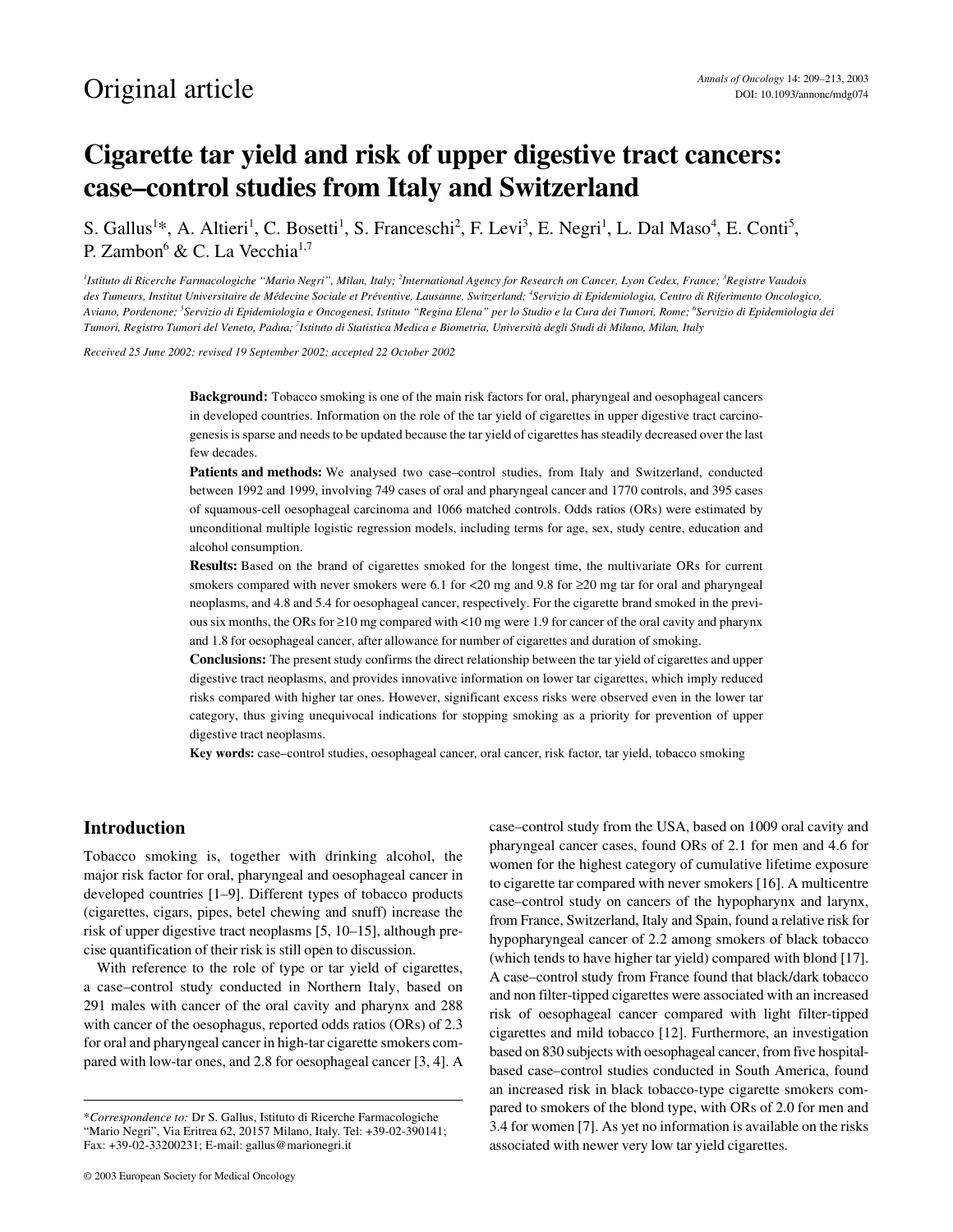Original article

# Cigarette tar yield and risk of upper digestive tract cancers: case–control studies from Italy and Switzerland

S. Gallus[1]*, A. Altieri[1], C. Bosetti[1], S. Franceschi[2], F. Levi[3], E. Negri[1], L. Dal Maso[4], E. Conti[5], P. Zambon[6] & C. La Vecchia[1,7]

*[1]Istituto di Ricerche Farmacologiche "Mario Negri", Milan, Italy; [2]International Agency for Research on Cancer, Lyon Cedex, France; [3]Registre Vaudois des Tumeurs, Institut Universitaire de Médecine Sociale et Préventive, Lausanne, Switzerland; [4]Servizio di Epidemiologia, Centro di Riferimento Oncologico, Aviano, Pordenone; [5]Servizio di Epidemiologia e Oncogenesi, Istituto "Regina Elena" per lo Studio e la Cura dei Tumori, Rome; [6]Servizio di Epidemiologia dei Tumori, Registro Tumori del Veneto, Padua; [7]Istituto di Statistica Medica e Biometria, Università degli Studi di Milano, Milan, Italy*

*Received 25 June 2002; revised 19 September 2002; accepted 22 October 2002*

**Background:** Tobacco smoking is one of the main risk factors for oral, pharyngeal and oesophageal cancers in developed countries. Information on the role of the tar yield of cigarettes in upper digestive tract carcinogenesis is sparse and needs to be updated because the tar yield of cigarettes has steadily decreased over the last few decades.

**Patients and methods:** We analysed two case–control studies, from Italy and Switzerland, conducted between 1992 and 1999, involving 749 cases of oral and pharyngeal cancer and 1770 controls, and 395 cases of squamous-cell oesophageal carcinoma and 1066 matched controls. Odds ratios (ORs) were estimated by unconditional multiple logistic regression models, including terms for age, sex, study centre, education and alcohol consumption.

**Results:** Based on the brand of cigarettes smoked for the longest time, the multivariate ORs for current smokers compared with never smokers were 6.1 for <20 mg and 9.8 for ≥20 mg tar for oral and pharyngeal neoplasms, and 4.8 and 5.4 for oesophageal cancer, respectively. For the cigarette brand smoked in the previous six months, the ORs for ≥10 mg compared with <10 mg were 1.9 for cancer of the oral cavity and pharynx and 1.8 for oesophageal cancer, after allowance for number of cigarettes and duration of smoking.

**Conclusions:** The present study confirms the direct relationship between the tar yield of cigarettes and upper digestive tract neoplasms, and provides innovative information on lower tar cigarettes, which imply reduced risks compared with higher tar ones. However, significant excess risks were observed even in the lower tar category, thus giving unequivocal indications for stopping smoking as a priority for prevention of upper digestive tract neoplasms.

**Key words:** case–control studies, oesophageal cancer, oral cancer, risk factor, tar yield, tobacco smoking

## Introduction

Tobacco smoking is, together with drinking alcohol, the major risk factor for oral, pharyngeal and oesophageal cancer in developed countries [1–9]. Different types of tobacco products (cigarettes, cigars, pipes, betel chewing and snuff) increase the risk of upper digestive tract neoplasms [5, 10–15], although precise quantification of their risk is still open to discussion.

With reference to the role of type or tar yield of cigarettes, a case–control study conducted in Northern Italy, based on 291 males with cancer of the oral cavity and pharynx and 288 with cancer of the oesophagus, reported odds ratios (ORs) of 2.3 for oral and pharyngeal cancer in high-tar cigarette smokers compared with low-tar ones, and 2.8 for oesophageal cancer [3, 4]. A case–control study from the USA, based on 1009 oral cavity and pharyngeal cancer cases, found ORs of 2.1 for men and 4.6 for women for the highest category of cumulative lifetime exposure to cigarette tar compared with never smokers [16]. A multicentre case–control study on cancers of the hypopharynx and larynx, from France, Switzerland, Italy and Spain, found a relative risk for hypopharyngeal cancer of 2.2 among smokers of black tobacco (which tends to have higher tar yield) compared with blond [17]. A case–control study from France found that black/dark tobacco and non filter-tipped cigarettes were associated with an increased risk of oesophageal cancer compared with light filter-tipped cigarettes and mild tobacco [12]. Furthermore, an investigation based on 830 subjects with oesophageal cancer, from five hospital-based case–control studies conducted in South America, found an increased risk in black tobacco-type cigarette smokers compared to smokers of the blond type, with ORs of 2.0 for men and 3.4 for women [7]. As yet no information is available on the risks associated with newer very low tar yield cigarettes.

*Correspondence to:* Dr S. Gallus, Istituto di Ricerche Farmacologiche "Mario Negri", Via Eritrea 62, 20157 Milano, Italy. Tel: +39-02-390141; Fax: +39-02-33200231; E-mail: gallus@marionegri.it

© 2003 European Society for Medical Oncology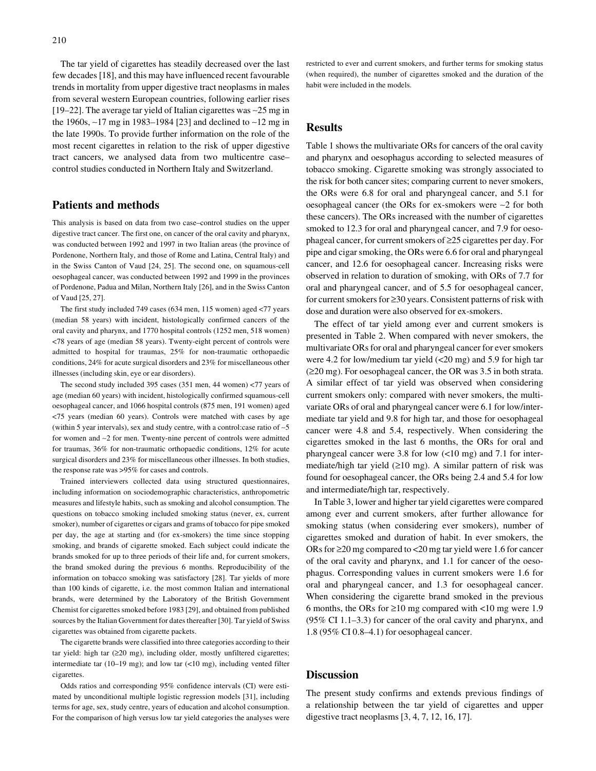The tar yield of cigarettes has steadily decreased over the last few decades [18], and this may have influenced recent favourable trends in mortality from upper digestive tract neoplasms in males from several western European countries, following earlier rises [19–22]. The average tar yield of Italian cigarettes was ~25 mg in the 1960s, ~17 mg in 1983–1984 [23] and declined to ~12 mg in the late 1990s. To provide further information on the role of the most recent cigarettes in relation to the risk of upper digestive tract cancers, we analysed data from two multicentre case–control studies conducted in Northern Italy and Switzerland.

## Patients and methods

This analysis is based on data from two case–control studies on the upper digestive tract cancer. The first one, on cancer of the oral cavity and pharynx, was conducted between 1992 and 1997 in two Italian areas (the province of Pordenone, Northern Italy, and those of Rome and Latina, Central Italy) and in the Swiss Canton of Vaud [24, 25]. The second one, on squamous-cell oesophageal cancer, was conducted between 1992 and 1999 in the provinces of Pordenone, Padua and Milan, Northern Italy [26], and in the Swiss Canton of Vaud [25, 27].

The first study included 749 cases (634 men, 115 women) aged <77 years (median 58 years) with incident, histologically confirmed cancers of the oral cavity and pharynx, and 1770 hospital controls (1252 men, 518 women) <78 years of age (median 58 years). Twenty-eight percent of controls were admitted to hospital for traumas, 25% for non-traumatic orthopaedic conditions, 24% for acute surgical disorders and 23% for miscellaneous other illnesses (including skin, eye or ear disorders).

The second study included 395 cases (351 men, 44 women) <77 years of age (median 60 years) with incident, histologically confirmed squamous-cell oesophageal cancer, and 1066 hospital controls (875 men, 191 women) aged <75 years (median 60 years). Controls were matched with cases by age (within 5 year intervals), sex and study centre, with a control:case ratio of ~5 for women and ~2 for men. Twenty-nine percent of controls were admitted for traumas, 36% for non-traumatic orthopaedic conditions, 12% for acute surgical disorders and 23% for miscellaneous other illnesses. In both studies, the response rate was >95% for cases and controls.

Trained interviewers collected data using structured questionnaires, including information on sociodemographic characteristics, anthropometric measures and lifestyle habits, such as smoking and alcohol consumption. The questions on tobacco smoking included smoking status (never, ex, current smoker), number of cigarettes or cigars and grams of tobacco for pipe smoked per day, the age at starting and (for ex-smokers) the time since stopping smoking, and brands of cigarette smoked. Each subject could indicate the brands smoked for up to three periods of their life and, for current smokers, the brand smoked during the previous 6 months. Reproducibility of the information on tobacco smoking was satisfactory [28]. Tar yields of more than 100 kinds of cigarette, i.e. the most common Italian and international brands, were determined by the Laboratory of the British Government Chemist for cigarettes smoked before 1983 [29], and obtained from published sources by the Italian Government for dates thereafter [30]. Tar yield of Swiss cigarettes was obtained from cigarette packets.

The cigarette brands were classified into three categories according to their tar yield: high tar (≥20 mg), including older, mostly unfiltered cigarettes; intermediate tar (10–19 mg); and low tar (<10 mg), including vented filter cigarettes.

Odds ratios and corresponding 95% confidence intervals (CI) were estimated by unconditional multiple logistic regression models [31], including terms for age, sex, study centre, years of education and alcohol consumption. For the comparison of high versus low tar yield categories the analyses were restricted to ever and current smokers, and further terms for smoking status (when required), the number of cigarettes smoked and the duration of the habit were included in the models.

## Results

Table 1 shows the multivariate ORs for cancers of the oral cavity and pharynx and oesophagus according to selected measures of tobacco smoking. Cigarette smoking was strongly associated to the risk for both cancer sites; comparing current to never smokers, the ORs were 6.8 for oral and pharyngeal cancer, and 5.1 for oesophageal cancer (the ORs for ex-smokers were ~2 for both these cancers). The ORs increased with the number of cigarettes smoked to 12.3 for oral and pharyngeal cancer, and 7.9 for oesophageal cancer, for current smokers of ≥25 cigarettes per day. For pipe and cigar smoking, the ORs were 6.6 for oral and pharyngeal cancer, and 12.6 for oesophageal cancer. Increasing risks were observed in relation to duration of smoking, with ORs of 7.7 for oral and pharyngeal cancer, and of 5.5 for oesophageal cancer, for current smokers for ≥30 years. Consistent patterns of risk with dose and duration were also observed for ex-smokers.

The effect of tar yield among ever and current smokers is presented in Table 2. When compared with never smokers, the multivariate ORs for oral and pharyngeal cancer for ever smokers were 4.2 for low/medium tar yield (<20 mg) and 5.9 for high tar (≥20 mg). For oesophageal cancer, the OR was 3.5 in both strata. A similar effect of tar yield was observed when considering current smokers only: compared with never smokers, the multivariate ORs of oral and pharyngeal cancer were 6.1 for low/intermediate tar yield and 9.8 for high tar, and those for oesophageal cancer were 4.8 and 5.4, respectively. When considering the cigarettes smoked in the last 6 months, the ORs for oral and pharyngeal cancer were 3.8 for low (<10 mg) and 7.1 for intermediate/high tar yield (≥10 mg). A similar pattern of risk was found for oesophageal cancer, the ORs being 2.4 and 5.4 for low and intermediate/high tar, respectively.

In Table 3, lower and higher tar yield cigarettes were compared among ever and current smokers, after further allowance for smoking status (when considering ever smokers), number of cigarettes smoked and duration of habit. In ever smokers, the ORs for ≥20 mg compared to <20 mg tar yield were 1.6 for cancer of the oral cavity and pharynx, and 1.1 for cancer of the oesophagus. Corresponding values in current smokers were 1.6 for oral and pharyngeal cancer, and 1.3 for oesophageal cancer. When considering the cigarette brand smoked in the previous 6 months, the ORs for ≥10 mg compared with <10 mg were 1.9 (95% CI 1.1–3.3) for cancer of the oral cavity and pharynx, and 1.8 (95% CI 0.8–4.1) for oesophageal cancer.

## Discussion

The present study confirms and extends previous findings of a relationship between the tar yield of cigarettes and upper digestive tract neoplasms [3, 4, 7, 12, 16, 17].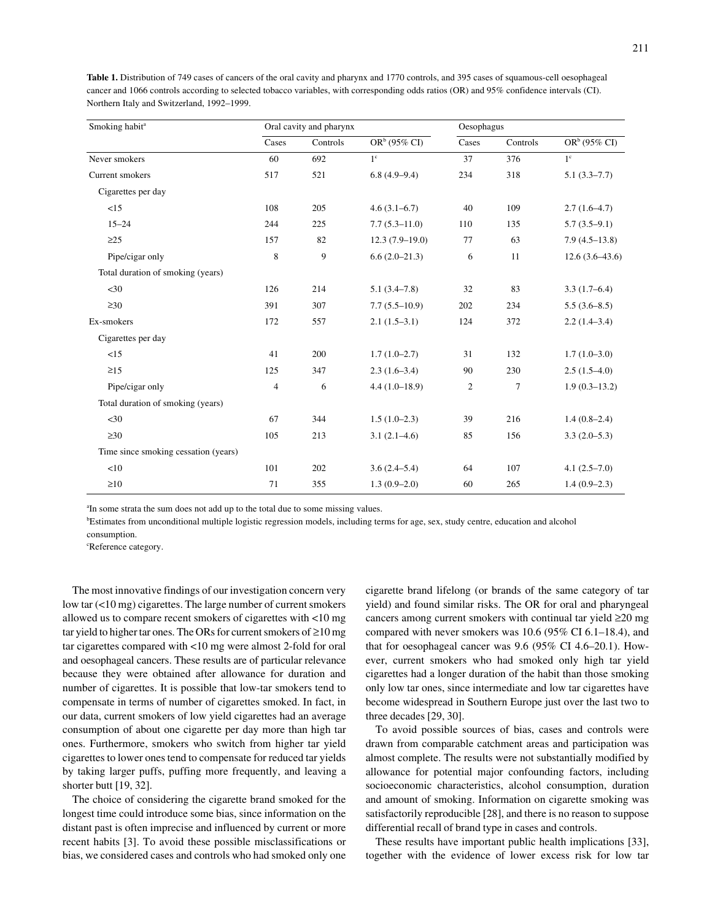**Table 1.** Distribution of 749 cases of cancers of the oral cavity and pharynx and 1770 controls, and 395 cases of squamous-cell oesophageal cancer and 1066 controls according to selected tobacco variables, with corresponding odds ratios (OR) and 95% confidence intervals (CI). Northern Italy and Switzerland, 1992–1999.

| Smoking habit[a] | Oral cavity and pharynx | | | Oesophagus | | |
|---|---|---|---|---|---|---|
| | Cases | Controls | OR[b] (95% CI) | Cases | Controls | OR[b] (95% CI) |
| Never smokers | 60 | 692 | 1[c] | 37 | 376 | 1[c] |
| Current smokers | 517 | 521 | 6.8 (4.9–9.4) | 234 | 318 | 5.1 (3.3–7.7) |
| Cigarettes per day | | | | | | |
| <15 | 108 | 205 | 4.6 (3.1–6.7) | 40 | 109 | 2.7 (1.6–4.7) |
| 15–24 | 244 | 225 | 7.7 (5.3–11.0) | 110 | 135 | 5.7 (3.5–9.1) |
| ≥25 | 157 | 82 | 12.3 (7.9–19.0) | 77 | 63 | 7.9 (4.5–13.8) |
| Pipe/cigar only | 8 | 9 | 6.6 (2.0–21.3) | 6 | 11 | 12.6 (3.6–43.6) |
| Total duration of smoking (years) | | | | | | |
| <30 | 126 | 214 | 5.1 (3.4–7.8) | 32 | 83 | 3.3 (1.7–6.4) |
| ≥30 | 391 | 307 | 7.7 (5.5–10.9) | 202 | 234 | 5.5 (3.6–8.5) |
| Ex-smokers | 172 | 557 | 2.1 (1.5–3.1) | 124 | 372 | 2.2 (1.4–3.4) |
| Cigarettes per day | | | | | | |
| <15 | 41 | 200 | 1.7 (1.0–2.7) | 31 | 132 | 1.7 (1.0–3.0) |
| ≥15 | 125 | 347 | 2.3 (1.6–3.4) | 90 | 230 | 2.5 (1.5–4.0) |
| Pipe/cigar only | 4 | 6 | 4.4 (1.0–18.9) | 2 | 7 | 1.9 (0.3–13.2) |
| Total duration of smoking (years) | | | | | | |
| <30 | 67 | 344 | 1.5 (1.0–2.3) | 39 | 216 | 1.4 (0.8–2.4) |
| ≥30 | 105 | 213 | 3.1 (2.1–4.6) | 85 | 156 | 3.3 (2.0–5.3) |
| Time since smoking cessation (years) | | | | | | |
| <10 | 101 | 202 | 3.6 (2.4–5.4) | 64 | 107 | 4.1 (2.5–7.0) |
| ≥10 | 71 | 355 | 1.3 (0.9–2.0) | 60 | 265 | 1.4 (0.9–2.3) |

[a]In some strata the sum does not add up to the total due to some missing values.
[b]Estimates from unconditional multiple logistic regression models, including terms for age, sex, study centre, education and alcohol consumption.
[c]Reference category.

The most innovative findings of our investigation concern very low tar (<10 mg) cigarettes. The large number of current smokers allowed us to compare recent smokers of cigarettes with <10 mg tar yield to higher tar ones. The ORs for current smokers of ≥10 mg tar cigarettes compared with <10 mg were almost 2-fold for oral and oesophageal cancers. These results are of particular relevance because they were obtained after allowance for duration and number of cigarettes. It is possible that low-tar smokers tend to compensate in terms of number of cigarettes smoked. In fact, in our data, current smokers of low yield cigarettes had an average consumption of about one cigarette per day more than high tar ones. Furthermore, smokers who switch from higher tar yield cigarettes to lower ones tend to compensate for reduced tar yields by taking larger puffs, puffing more frequently, and leaving a shorter butt [19, 32].

The choice of considering the cigarette brand smoked for the longest time could introduce some bias, since information on the distant past is often imprecise and influenced by current or more recent habits [3]. To avoid these possible misclassifications or bias, we considered cases and controls who had smoked only one cigarette brand lifelong (or brands of the same category of tar yield) and found similar risks. The OR for oral and pharyngeal cancers among current smokers with continual tar yield ≥20 mg compared with never smokers was 10.6 (95% CI 6.1–18.4), and that for oesophageal cancer was 9.6 (95% CI 4.6–20.1). However, current smokers who had smoked only high tar yield cigarettes had a longer duration of the habit than those smoking only low tar ones, since intermediate and low tar cigarettes have become widespread in Southern Europe just over the last two to three decades [29, 30].

To avoid possible sources of bias, cases and controls were drawn from comparable catchment areas and participation was almost complete. The results were not substantially modified by allowance for potential major confounding factors, including socioeconomic characteristics, alcohol consumption, duration and amount of smoking. Information on cigarette smoking was satisfactorily reproducible [28], and there is no reason to suppose differential recall of brand type in cases and controls.

These results have important public health implications [33], together with the evidence of lower excess risk for low tar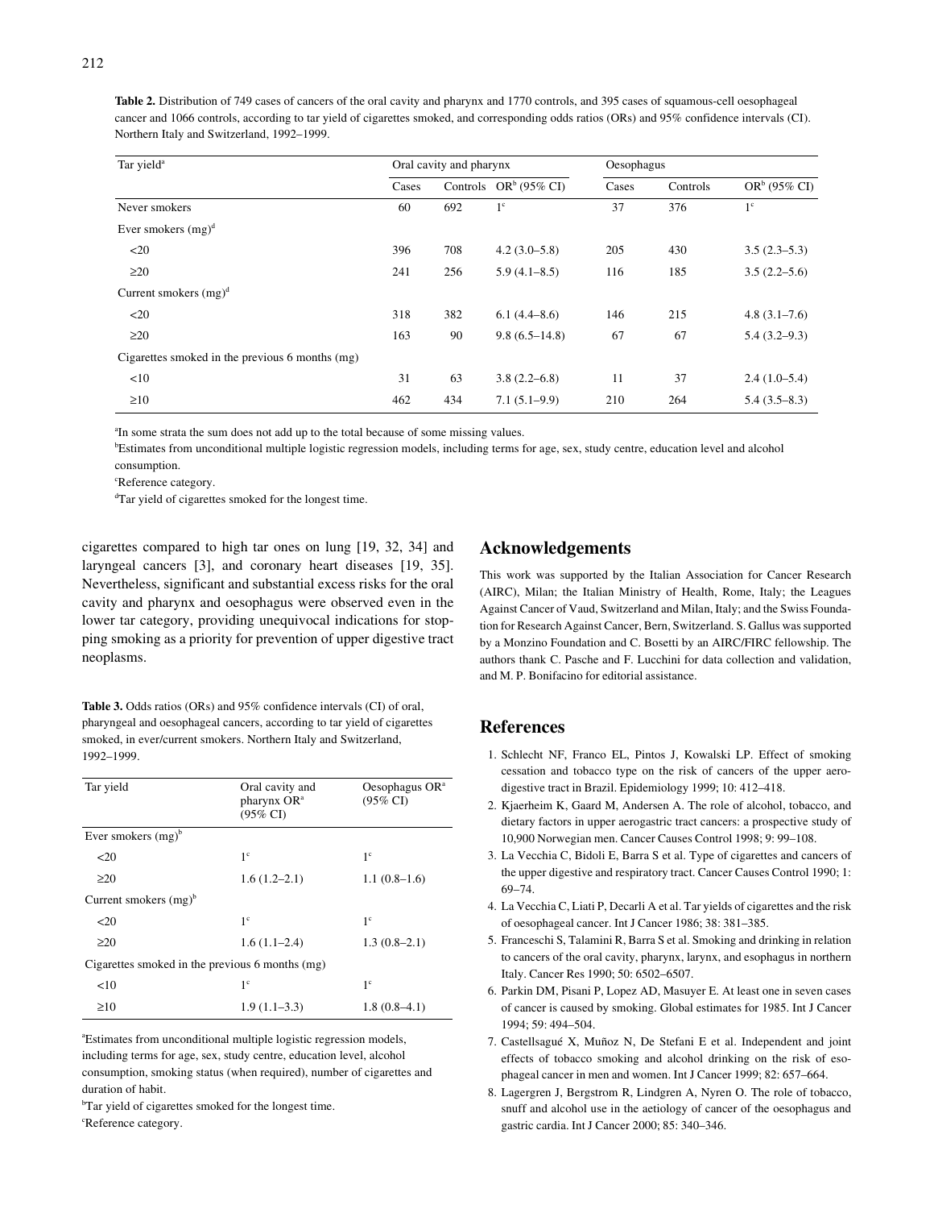**Table 2.** Distribution of 749 cases of cancers of the oral cavity and pharynx and 1770 controls, and 395 cases of squamous-cell oesophageal cancer and 1066 controls, according to tar yield of cigarettes smoked, and corresponding odds ratios (ORs) and 95% confidence intervals (CI). Northern Italy and Switzerland, 1992–1999.

| Tar yield[a] | Oral cavity and pharynx | | | Oesophagus | | |
|---|---|---|---|---|---|---|
| | Cases | Controls | OR[b] (95% CI) | Cases | Controls | OR[b] (95% CI) |
| Never smokers | 60 | 692 | 1[c] | 37 | 376 | 1[c] |
| Ever smokers (mg)[d] | | | | | | |
| <20 | 396 | 708 | 4.2 (3.0–5.8) | 205 | 430 | 3.5 (2.3–5.3) |
| ≥20 | 241 | 256 | 5.9 (4.1–8.5) | 116 | 185 | 3.5 (2.2–5.6) |
| Current smokers (mg)[d] | | | | | | |
| <20 | 318 | 382 | 6.1 (4.4–8.6) | 146 | 215 | 4.8 (3.1–7.6) |
| ≥20 | 163 | 90 | 9.8 (6.5–14.8) | 67 | 67 | 5.4 (3.2–9.3) |
| Cigarettes smoked in the previous 6 months (mg) | | | | | | |
| <10 | 31 | 63 | 3.8 (2.2–6.8) | 11 | 37 | 2.4 (1.0–5.4) |
| ≥10 | 462 | 434 | 7.1 (5.1–9.9) | 210 | 264 | 5.4 (3.5–8.3) |

[a]In some strata the sum does not add up to the total because of some missing values.
[b]Estimates from unconditional multiple logistic regression models, including terms for age, sex, study centre, education level and alcohol consumption.
[c]Reference category.
[d]Tar yield of cigarettes smoked for the longest time.

cigarettes compared to high tar ones on lung [19, 32, 34] and laryngeal cancers [3], and coronary heart diseases [19, 35]. Nevertheless, significant and substantial excess risks for the oral cavity and pharynx and oesophagus were observed even in the lower tar category, providing unequivocal indications for stopping smoking as a priority for prevention of upper digestive tract neoplasms.

**Table 3.** Odds ratios (ORs) and 95% confidence intervals (CI) of oral, pharyngeal and oesophageal cancers, according to tar yield of cigarettes smoked, in ever/current smokers. Northern Italy and Switzerland, 1992–1999.

| Tar yield | Oral cavity and pharynx OR[a] (95% CI) | Oesophagus OR[a] (95% CI) |
|---|---|---|
| Ever smokers (mg)[b] | | |
| <20 | 1[c] | 1[c] |
| ≥20 | 1.6 (1.2–2.1) | 1.1 (0.8–1.6) |
| Current smokers (mg)[b] | | |
| <20 | 1[c] | 1[c] |
| ≥20 | 1.6 (1.1–2.4) | 1.3 (0.8–2.1) |
| Cigarettes smoked in the previous 6 months (mg) | | |
| <10 | 1[c] | 1[c] |
| ≥10 | 1.9 (1.1–3.3) | 1.8 (0.8–4.1) |

[a]Estimates from unconditional multiple logistic regression models, including terms for age, sex, study centre, education level, alcohol consumption, smoking status (when required), number of cigarettes and duration of habit.
[b]Tar yield of cigarettes smoked for the longest time.
[c]Reference category.

## Acknowledgements

This work was supported by the Italian Association for Cancer Research (AIRC), Milan; the Italian Ministry of Health, Rome, Italy; the Leagues Against Cancer of Vaud, Switzerland and Milan, Italy; and the Swiss Foundation for Research Against Cancer, Bern, Switzerland. S. Gallus was supported by a Monzino Foundation and C. Bosetti by an AIRC/FIRC fellowship. The authors thank C. Pasche and F. Lucchini for data collection and validation, and M. P. Bonifacino for editorial assistance.

## References

1. Schlecht NF, Franco EL, Pintos J, Kowalski LP. Effect of smoking cessation and tobacco type on the risk of cancers of the upper aerodigestive tract in Brazil. Epidemiology 1999; 10: 412–418.
2. Kjaerheim K, Gaard M, Andersen A. The role of alcohol, tobacco, and dietary factors in upper aerogastric tract cancers: a prospective study of 10,900 Norwegian men. Cancer Causes Control 1998; 9: 99–108.
3. La Vecchia C, Bidoli E, Barra S et al. Type of cigarettes and cancers of the upper digestive and respiratory tract. Cancer Causes Control 1990; 1: 69–74.
4. La Vecchia C, Liati P, Decarli A et al. Tar yields of cigarettes and the risk of oesophageal cancer. Int J Cancer 1986; 38: 381–385.
5. Franceschi S, Talamini R, Barra S et al. Smoking and drinking in relation to cancers of the oral cavity, pharynx, larynx, and esophagus in northern Italy. Cancer Res 1990; 50: 6502–6507.
6. Parkin DM, Pisani P, Lopez AD, Masuyer E. At least one in seven cases of cancer is caused by smoking. Global estimates for 1985. Int J Cancer 1994; 59: 494–504.
7. Castellsagué X, Muñoz N, De Stefani E et al. Independent and joint effects of tobacco smoking and alcohol drinking on the risk of esophageal cancer in men and women. Int J Cancer 1999; 82: 657–664.
8. Lagergren J, Bergstrom R, Lindgren A, Nyren O. The role of tobacco, snuff and alcohol use in the aetiology of cancer of the oesophagus and gastric cardia. Int J Cancer 2000; 85: 340–346.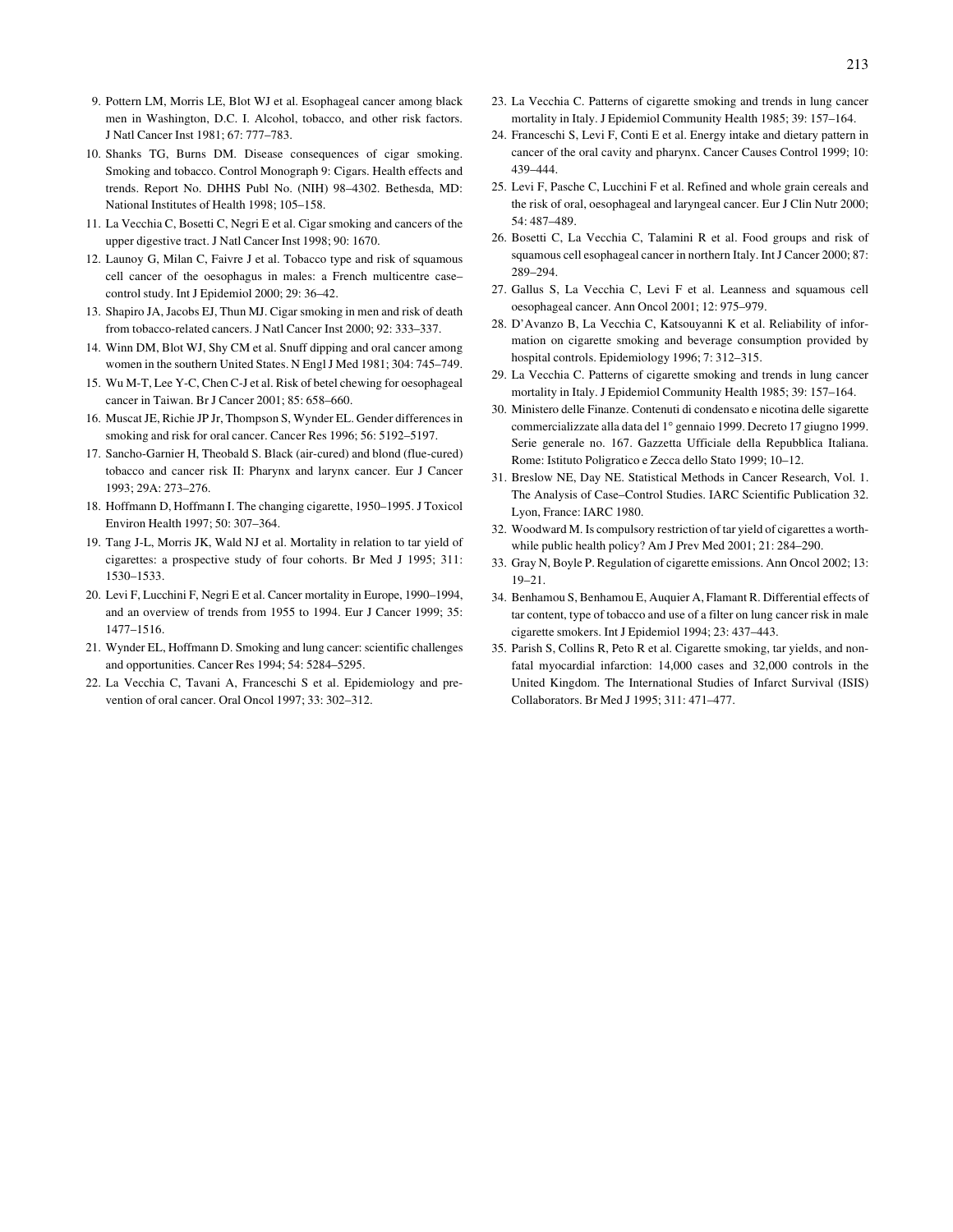9. Pottern LM, Morris LE, Blot WJ et al. Esophageal cancer among black men in Washington, D.C. I. Alcohol, tobacco, and other risk factors. J Natl Cancer Inst 1981; 67: 777–783.
10. Shanks TG, Burns DM. Disease consequences of cigar smoking. Smoking and tobacco. Control Monograph 9: Cigars. Health effects and trends. Report No. DHHS Publ No. (NIH) 98–4302. Bethesda, MD: National Institutes of Health 1998; 105–158.
11. La Vecchia C, Bosetti C, Negri E et al. Cigar smoking and cancers of the upper digestive tract. J Natl Cancer Inst 1998; 90: 1670.
12. Launoy G, Milan C, Faivre J et al. Tobacco type and risk of squamous cell cancer of the oesophagus in males: a French multicentre case–control study. Int J Epidemiol 2000; 29: 36–42.
13. Shapiro JA, Jacobs EJ, Thun MJ. Cigar smoking in men and risk of death from tobacco-related cancers. J Natl Cancer Inst 2000; 92: 333–337.
14. Winn DM, Blot WJ, Shy CM et al. Snuff dipping and oral cancer among women in the southern United States. N Engl J Med 1981; 304: 745–749.
15. Wu M-T, Lee Y-C, Chen C-J et al. Risk of betel chewing for oesophageal cancer in Taiwan. Br J Cancer 2001; 85: 658–660.
16. Muscat JE, Richie JP Jr, Thompson S, Wynder EL. Gender differences in smoking and risk for oral cancer. Cancer Res 1996; 56: 5192–5197.
17. Sancho-Garnier H, Theobald S. Black (air-cured) and blond (flue-cured) tobacco and cancer risk II: Pharynx and larynx cancer. Eur J Cancer 1993; 29A: 273–276.
18. Hoffmann D, Hoffmann I. The changing cigarette, 1950–1995. J Toxicol Environ Health 1997; 50: 307–364.
19. Tang J-L, Morris JK, Wald NJ et al. Mortality in relation to tar yield of cigarettes: a prospective study of four cohorts. Br Med J 1995; 311: 1530–1533.
20. Levi F, Lucchini F, Negri E et al. Cancer mortality in Europe, 1990–1994, and an overview of trends from 1955 to 1994. Eur J Cancer 1999; 35: 1477–1516.
21. Wynder EL, Hoffmann D. Smoking and lung cancer: scientific challenges and opportunities. Cancer Res 1994; 54: 5284–5295.
22. La Vecchia C, Tavani A, Franceschi S et al. Epidemiology and prevention of oral cancer. Oral Oncol 1997; 33: 302–312.
23. La Vecchia C. Patterns of cigarette smoking and trends in lung cancer mortality in Italy. J Epidemiol Community Health 1985; 39: 157–164.
24. Franceschi S, Levi F, Conti E et al. Energy intake and dietary pattern in cancer of the oral cavity and pharynx. Cancer Causes Control 1999; 10: 439–444.
25. Levi F, Pasche C, Lucchini F et al. Refined and whole grain cereals and the risk of oral, oesophageal and laryngeal cancer. Eur J Clin Nutr 2000; 54: 487–489.
26. Bosetti C, La Vecchia C, Talamini R et al. Food groups and risk of squamous cell esophageal cancer in northern Italy. Int J Cancer 2000; 87: 289–294.
27. Gallus S, La Vecchia C, Levi F et al. Leanness and squamous cell oesophageal cancer. Ann Oncol 2001; 12: 975–979.
28. D'Avanzo B, La Vecchia C, Katsouyanni K et al. Reliability of information on cigarette smoking and beverage consumption provided by hospital controls. Epidemiology 1996; 7: 312–315.
29. La Vecchia C. Patterns of cigarette smoking and trends in lung cancer mortality in Italy. J Epidemiol Community Health 1985; 39: 157–164.
30. Ministero delle Finanze. Contenuti di condensato e nicotina delle sigarette commercializzate alla data del 1° gennaio 1999. Decreto 17 giugno 1999. Serie generale no. 167. Gazzetta Ufficiale della Repubblica Italiana. Rome: Istituto Poligratico e Zecca dello Stato 1999; 10–12.
31. Breslow NE, Day NE. Statistical Methods in Cancer Research, Vol. 1. The Analysis of Case–Control Studies. IARC Scientific Publication 32. Lyon, France: IARC 1980.
32. Woodward M. Is compulsory restriction of tar yield of cigarettes a worthwhile public health policy? Am J Prev Med 2001; 21: 284–290.
33. Gray N, Boyle P. Regulation of cigarette emissions. Ann Oncol 2002; 13: 19–21.
34. Benhamou S, Benhamou E, Auquier A, Flamant R. Differential effects of tar content, type of tobacco and use of a filter on lung cancer risk in male cigarette smokers. Int J Epidemiol 1994; 23: 437–443.
35. Parish S, Collins R, Peto R et al. Cigarette smoking, tar yields, and non-fatal myocardial infarction: 14,000 cases and 32,000 controls in the United Kingdom. The International Studies of Infarct Survival (ISIS) Collaborators. Br Med J 1995; 311: 471–477.